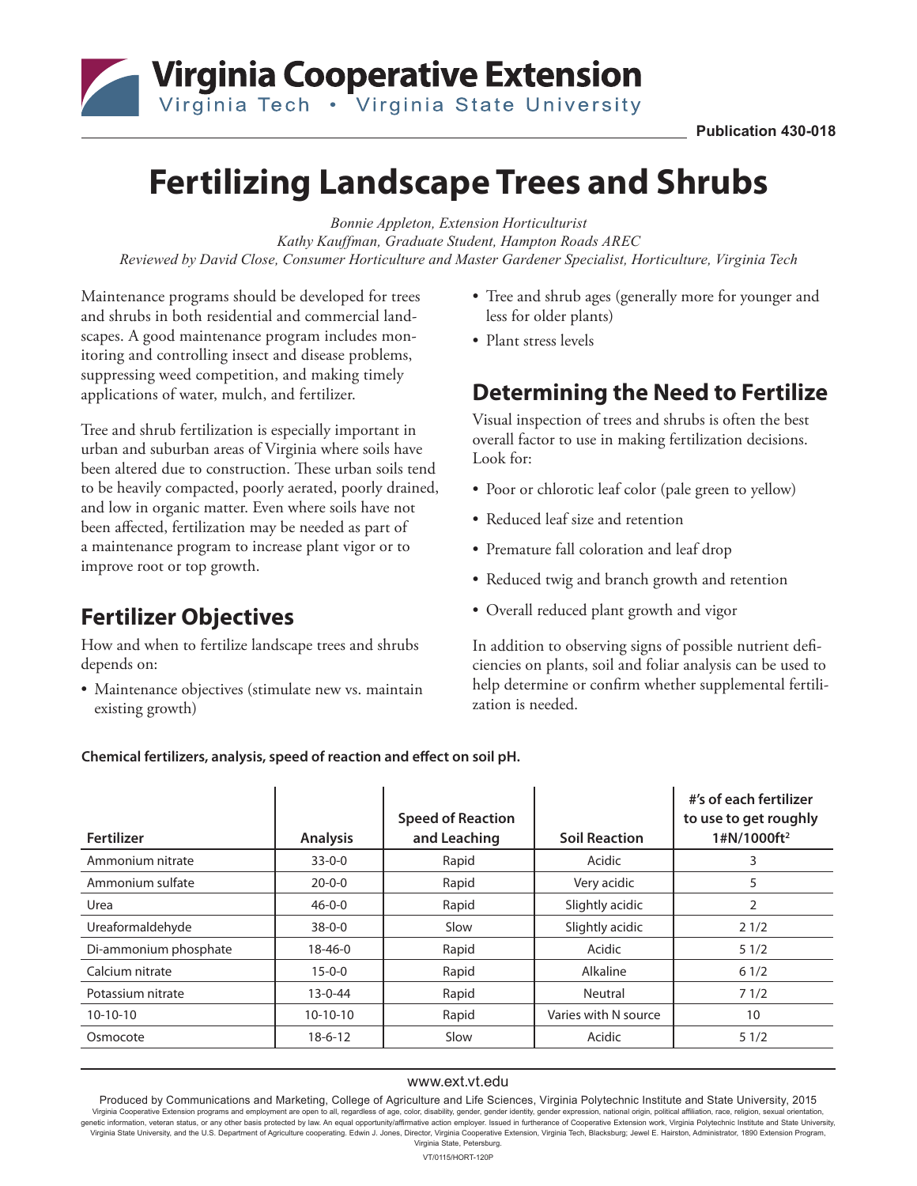Publication 430-018

# Fertilizing Landscape Trees and Shrubs

*Bonnie Appleton, Extension Horticulturist*
*Kathy Kauffman, Graduate Student, Hampton Roads AREC*
*Reviewed by David Close, Consumer Horticulture and Master Gardener Specialist, Horticulture, Virginia Tech*

Maintenance programs should be developed for trees and shrubs in both residential and commercial landscapes. A good maintenance program includes monitoring and controlling insect and disease problems, suppressing weed competition, and making timely applications of water, mulch, and fertilizer.

Tree and shrub fertilization is especially important in urban and suburban areas of Virginia where soils have been altered due to construction. These urban soils tend to be heavily compacted, poorly aerated, poorly drained, and low in organic matter. Even where soils have not been affected, fertilization may be needed as part of a maintenance program to increase plant vigor or to improve root or top growth.

## Fertilizer Objectives

How and when to fertilize landscape trees and shrubs depends on:

- Maintenance objectives (stimulate new vs. maintain existing growth)
- Tree and shrub ages (generally more for younger and less for older plants)
- Plant stress levels

## Determining the Need to Fertilize

Visual inspection of trees and shrubs is often the best overall factor to use in making fertilization decisions. Look for:

- Poor or chlorotic leaf color (pale green to yellow)
- Reduced leaf size and retention
- Premature fall coloration and leaf drop
- Reduced twig and branch growth and retention
- Overall reduced plant growth and vigor

In addition to observing signs of possible nutrient deficiencies on plants, soil and foliar analysis can be used to help determine or confirm whether supplemental fertilization is needed.

**Chemical fertilizers, analysis, speed of reaction and effect on soil pH.**

| Fertilizer | Analysis | Speed of Reaction and Leaching | Soil Reaction | #'s of each fertilizer to use to get roughly 1#N/1000ft$^2$ |
|---|---|---|---|---|
| Ammonium nitrate | 33-0-0 | Rapid | Acidic | 3 |
| Ammonium sulfate | 20-0-0 | Rapid | Very acidic | 5 |
| Urea | 46-0-0 | Rapid | Slightly acidic | 2 |
| Ureaformaldehyde | 38-0-0 | Slow | Slightly acidic | 2 1/2 |
| Di-ammonium phosphate | 18-46-0 | Rapid | Acidic | 5 1/2 |
| Calcium nitrate | 15-0-0 | Rapid | Alkaline | 6 1/2 |
| Potassium nitrate | 13-0-44 | Rapid | Neutral | 7 1/2 |
| 10-10-10 | 10-10-10 | Rapid | Varies with N source | 10 |
| Osmocote | 18-6-12 | Slow | Acidic | 5 1/2 |

www.ext.vt.edu

Produced by Communications and Marketing, College of Agriculture and Life Sciences, Virginia Polytechnic Institute and State University, 2015

Virginia Cooperative Extension programs and employment are open to all, regardless of age, color, disability, gender, gender identity, gender expression, national origin, political affiliation, race, religion, sexual orientation, genetic information, veteran status, or any other basis protected by law. An equal opportunity/affirmative action employer. Issued in furtherance of Cooperative Extension work, Virginia Polytechnic Institute and State University, Virginia State University, and the U.S. Department of Agriculture cooperating. Edwin J. Jones, Director, Virginia Cooperative Extension, Virginia Tech, Blacksburg; Jewel E. Hairston, Administrator, 1890 Extension Program, Virginia State, Petersburg.

VT/0115/HORT-120P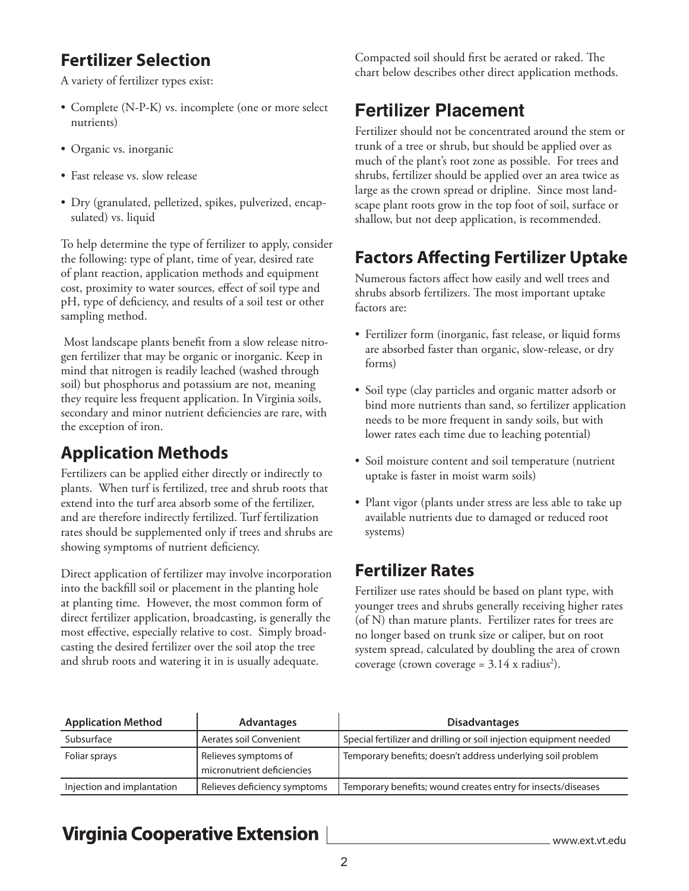## Fertilizer Selection

A variety of fertilizer types exist:

- Complete (N-P-K) vs. incomplete (one or more select nutrients)
- Organic vs. inorganic
- Fast release vs. slow release
- Dry (granulated, pelletized, spikes, pulverized, encapsulated) vs. liquid

To help determine the type of fertilizer to apply, consider the following: type of plant, time of year, desired rate of plant reaction, application methods and equipment cost, proximity to water sources, effect of soil type and pH, type of deficiency, and results of a soil test or other sampling method.

Most landscape plants benefit from a slow release nitrogen fertilizer that may be organic or inorganic. Keep in mind that nitrogen is readily leached (washed through soil) but phosphorus and potassium are not, meaning they require less frequent application. In Virginia soils, secondary and minor nutrient deficiencies are rare, with the exception of iron.

## Application Methods

Fertilizers can be applied either directly or indirectly to plants. When turf is fertilized, tree and shrub roots that extend into the turf area absorb some of the fertilizer, and are therefore indirectly fertilized. Turf fertilization rates should be supplemented only if trees and shrubs are showing symptoms of nutrient deficiency.

Direct application of fertilizer may involve incorporation into the backfill soil or placement in the planting hole at planting time. However, the most common form of direct fertilizer application, broadcasting, is generally the most effective, especially relative to cost. Simply broadcasting the desired fertilizer over the soil atop the tree and shrub roots and watering it in is usually adequate. Compacted soil should first be aerated or raked. The chart below describes other direct application methods.

## Fertilizer Placement

Fertilizer should not be concentrated around the stem or trunk of a tree or shrub, but should be applied over as much of the plant's root zone as possible. For trees and shrubs, fertilizer should be applied over an area twice as large as the crown spread or dripline. Since most landscape plant roots grow in the top foot of soil, surface or shallow, but not deep application, is recommended.

## Factors Affecting Fertilizer Uptake

Numerous factors affect how easily and well trees and shrubs absorb fertilizers. The most important uptake factors are:

- Fertilizer form (inorganic, fast release, or liquid forms are absorbed faster than organic, slow-release, or dry forms)
- Soil type (clay particles and organic matter adsorb or bind more nutrients than sand, so fertilizer application needs to be more frequent in sandy soils, but with lower rates each time due to leaching potential)
- Soil moisture content and soil temperature (nutrient uptake is faster in moist warm soils)
- Plant vigor (plants under stress are less able to take up available nutrients due to damaged or reduced root systems)

## Fertilizer Rates

Fertilizer use rates should be based on plant type, with younger trees and shrubs generally receiving higher rates (of N) than mature plants. Fertilizer rates for trees are no longer based on trunk size or caliper, but on root system spread, calculated by doubling the area of crown coverage (crown coverage = $3.14 \times \text{radius}^2$).

| Application Method | Advantages | Disadvantages |
|---|---|---|
| Subsurface | Aerates soil Convenient | Special fertilizer and drilling or soil injection equipment needed |
| Foliar sprays | Relieves symptoms of micronutrient deficiencies | Temporary benefits; doesn't address underlying soil problem |
| Injection and implantation | Relieves deficiency symptoms | Temporary benefits; wound creates entry for insects/diseases |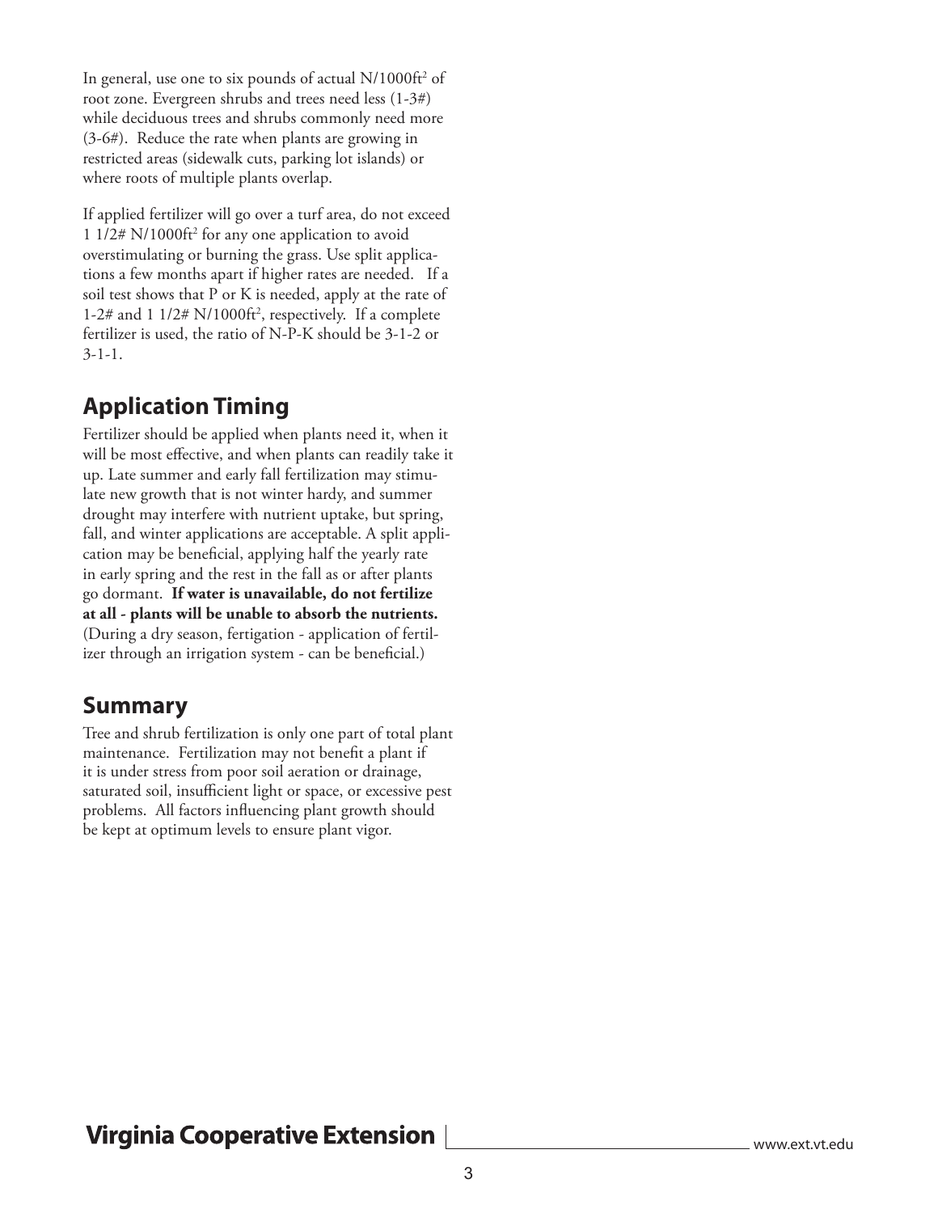In general, use one to six pounds of actual N/1000ft$^2$ of root zone. Evergreen shrubs and trees need less (1-3#) while deciduous trees and shrubs commonly need more (3-6#). Reduce the rate when plants are growing in restricted areas (sidewalk cuts, parking lot islands) or where roots of multiple plants overlap.

If applied fertilizer will go over a turf area, do not exceed 1 1/2# N/1000ft$^2$ for any one application to avoid overstimulating or burning the grass. Use split applications a few months apart if higher rates are needed. If a soil test shows that P or K is needed, apply at the rate of 1-2# and 1 1/2# N/1000ft$^2$, respectively. If a complete fertilizer is used, the ratio of N-P-K should be 3-1-2 or 3-1-1.

## Application Timing

Fertilizer should be applied when plants need it, when it will be most effective, and when plants can readily take it up. Late summer and early fall fertilization may stimulate new growth that is not winter hardy, and summer drought may interfere with nutrient uptake, but spring, fall, and winter applications are acceptable. A split application may be beneficial, applying half the yearly rate in early spring and the rest in the fall as or after plants go dormant. **If water is unavailable, do not fertilize at all - plants will be unable to absorb the nutrients.** (During a dry season, fertigation - application of fertilizer through an irrigation system - can be beneficial.)

## Summary

Tree and shrub fertilization is only one part of total plant maintenance. Fertilization may not benefit a plant if it is under stress from poor soil aeration or drainage, saturated soil, insufficient light or space, or excessive pest problems. All factors influencing plant growth should be kept at optimum levels to ensure plant vigor.